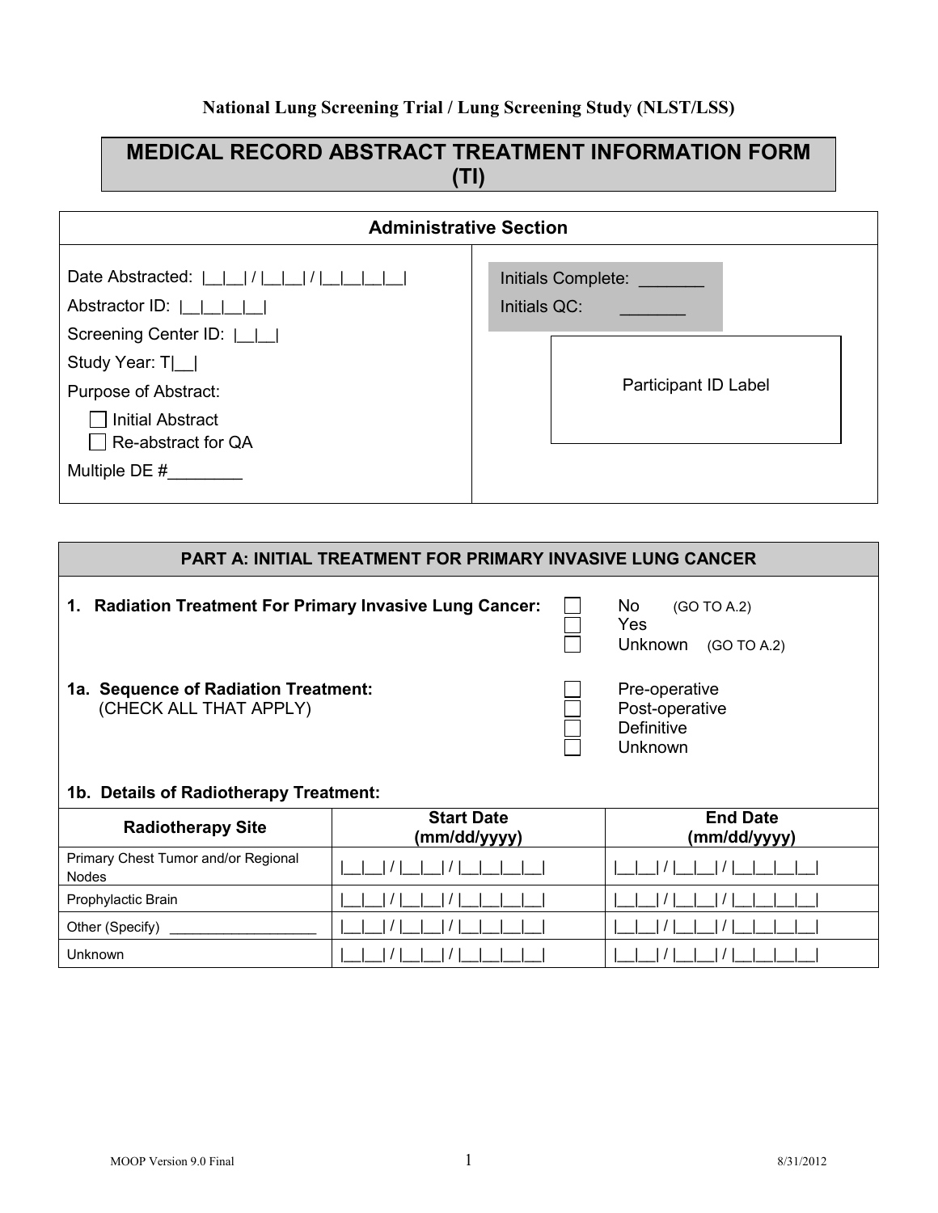National Lung Screening Trial / Lung Screening Study (NLST/LSS)

# MEDICAL RECORD ABSTRACT TREATMENT INFORMATION FORM (TI)

## Administrative Section

Date Abstracted: |__|__| / |__|__| / |__|__|__|__|

Abstractor ID: |__|__|__|__|

Screening Center ID: |__|__|

Study Year: T|__|

Purpose of Abstract:

- ☐ Initial Abstract
- ☐ Re-abstract for QA

Multiple DE #________

Initials Complete: _______

Initials QC: _______

Participant ID Label

## PART A: INITIAL TREATMENT FOR PRIMARY INVASIVE LUNG CANCER

**1. Radiation Treatment For Primary Invasive Lung Cancer:**

- ☐ No (GO TO A.2)
- ☐ Yes
- ☐ Unknown (GO TO A.2)

**1a. Sequence of Radiation Treatment:** (CHECK ALL THAT APPLY)

- ☐ Pre-operative
- ☐ Post-operative
- ☐ Definitive
- ☐ Unknown

**1b. Details of Radiotherapy Treatment:**

| Radiotherapy Site | Start Date (mm/dd/yyyy) | End Date (mm/dd/yyyy) |
|---|---|---|
| Primary Chest Tumor and/or Regional Nodes | \|__\|__\| / \|__\|__\| / \|__\|__\|__\|__\| | \|__\|__\| / \|__\|__\| / \|__\|__\|__\|__\| |
| Prophylactic Brain | \|__\|__\| / \|__\|__\| / \|__\|__\|__\|__\| | \|__\|__\| / \|__\|__\| / \|__\|__\|__\|__\| |
| Other (Specify) ___________________ | \|__\|__\| / \|__\|__\| / \|__\|__\|__\|__\| | \|__\|__\| / \|__\|__\| / \|__\|__\|__\|__\| |
| Unknown | \|__\|__\| / \|__\|__\| / \|__\|__\|__\|__\| | \|__\|__\| / \|__\|__\| / \|__\|__\|__\|__\| |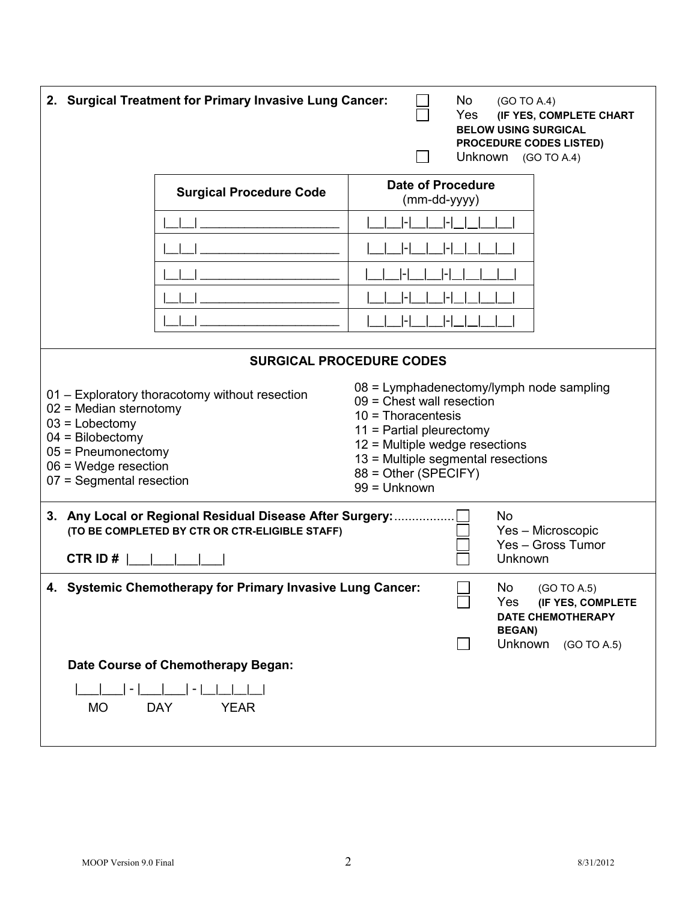**2. Surgical Treatment for Primary Invasive Lung Cancer:**

- ☐ No (GO TO A.4)
- ☐ Yes **(IF YES, COMPLETE CHART BELOW USING SURGICAL PROCEDURE CODES LISTED)**
- ☐ Unknown (GO TO A.4)

| Surgical Procedure Code | Date of Procedure (mm-dd-yyyy) |
| --- | --- |
| \|__\|__\| ____________________ | \|__\|__\|-\|__\|__\|-\|__\|__\|__\|__\| |
| \|__\|__\| ____________________ | \|__\|__\|-\|__\|__\|-\|__\|__\|__\|__\| |
| \|__\|__\| ____________________ | \|__\|__\|-\|__\|__\|-\|__\|__\|__\|__\| |
| \|__\|__\| ____________________ | \|__\|__\|-\|__\|__\|-\|__\|__\|__\|__\| |
| \|__\|__\| ____________________ | \|__\|__\|-\|__\|__\|-\|__\|__\|__\|__\| |

**SURGICAL PROCEDURE CODES**

01 – Exploratory thoracotomy without resection
02 = Median sternotomy
03 = Lobectomy
04 = Bilobectomy
05 = Pneumonectomy
06 = Wedge resection
07 = Segmental resection
08 = Lymphadenectomy/lymph node sampling
09 = Chest wall resection
10 = Thoracentesis
11 = Partial pleurectomy
12 = Multiple wedge resections
13 = Multiple segmental resections
88 = Other (SPECIFY)
99 = Unknown

**3. Any Local or Regional Residual Disease After Surgery:** ................
**(TO BE COMPLETED BY CTR OR CTR-ELIGIBLE STAFF)**

**CTR ID #** |___|___|___|___|

- ☐ No
- ☐ Yes – Microscopic
- ☐ Yes – Gross Tumor
- ☐ Unknown

**4. Systemic Chemotherapy for Primary Invasive Lung Cancer:**

- ☐ No (GO TO A.5)
- ☐ Yes **(IF YES, COMPLETE DATE CHEMOTHERAPY BEGAN)**
- ☐ Unknown (GO TO A.5)

**Date Course of Chemotherapy Began:**

|___|___| - |___|___| - |__|__|__|__|
MO DAY YEAR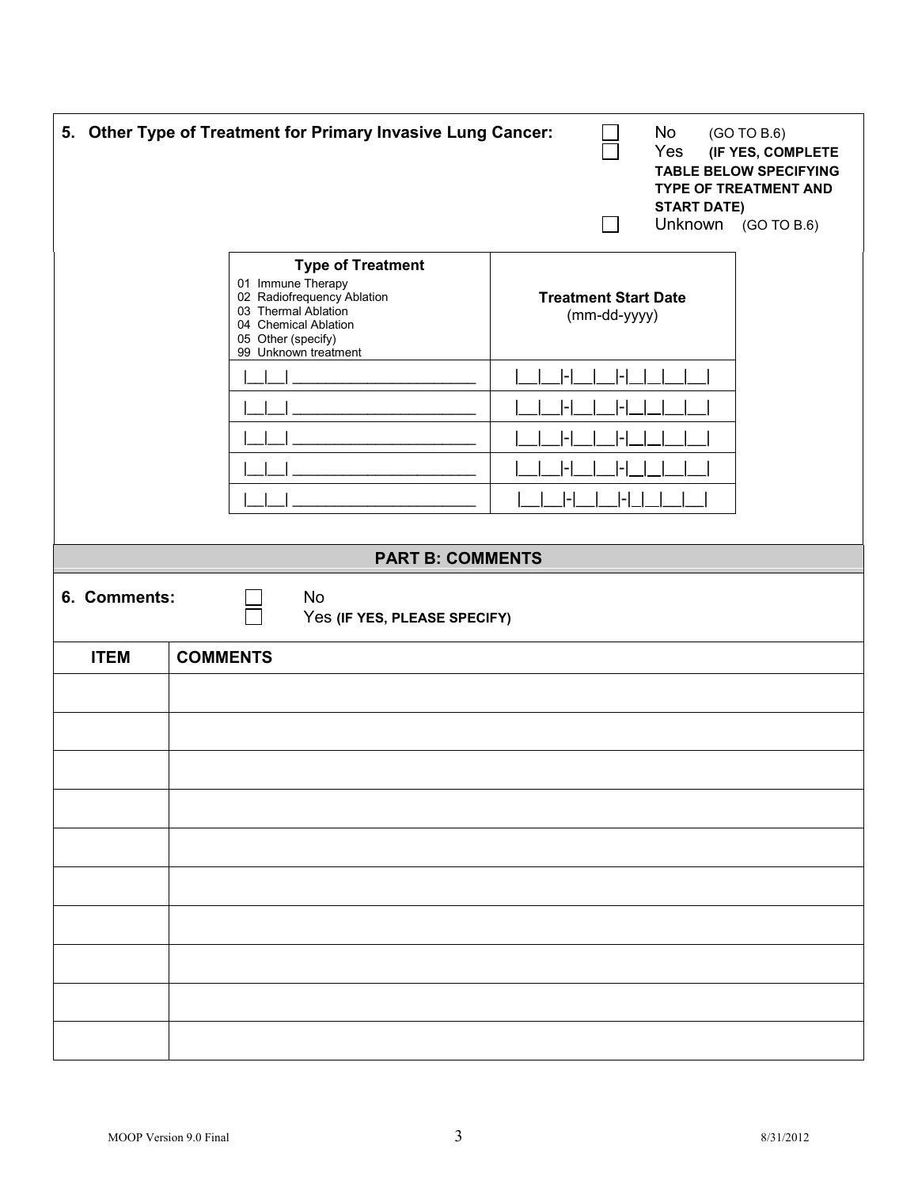**5. Other Type of Treatment for Primary Invasive Lung Cancer:**

☐ No (GO TO B.6)
☐ Yes **(IF YES, COMPLETE TABLE BELOW SPECIFYING TYPE OF TREATMENT AND START DATE)**
☐ Unknown (GO TO B.6)

| **Type of Treatment**<br>01 Immune Therapy<br>02 Radiofrequency Ablation<br>03 Thermal Ablation<br>04 Chemical Ablation<br>05 Other (specify)<br>99 Unknown treatment | **Treatment Start Date**<br>(mm-dd-yyyy) |
|---|---|
| \|__\|__\| ______________________ | \|__\|__\|-\|__\|__\|-\|__\|__\|__\|__\| |
| \|__\|__\| ______________________ | \|__\|__\|-\|__\|__\|-\|__\|__\|__\|__\| |
| \|__\|__\| ______________________ | \|__\|__\|-\|__\|__\|-\|__\|__\|__\|__\| |
| \|__\|__\| ______________________ | \|__\|__\|-\|__\|__\|-\|__\|__\|__\|__\| |
| \|__\|__\| ______________________ | \|__\|__\|-\|__\|__\|-\|__\|__\|__\|__\| |

## PART B: COMMENTS

**6. Comments:**

☐ No
☐ Yes **(IF YES, PLEASE SPECIFY)**

| ITEM | COMMENTS |
|---|---|
| | |
| | |
| | |
| | |
| | |
| | |
| | |
| | |
| | |
| | |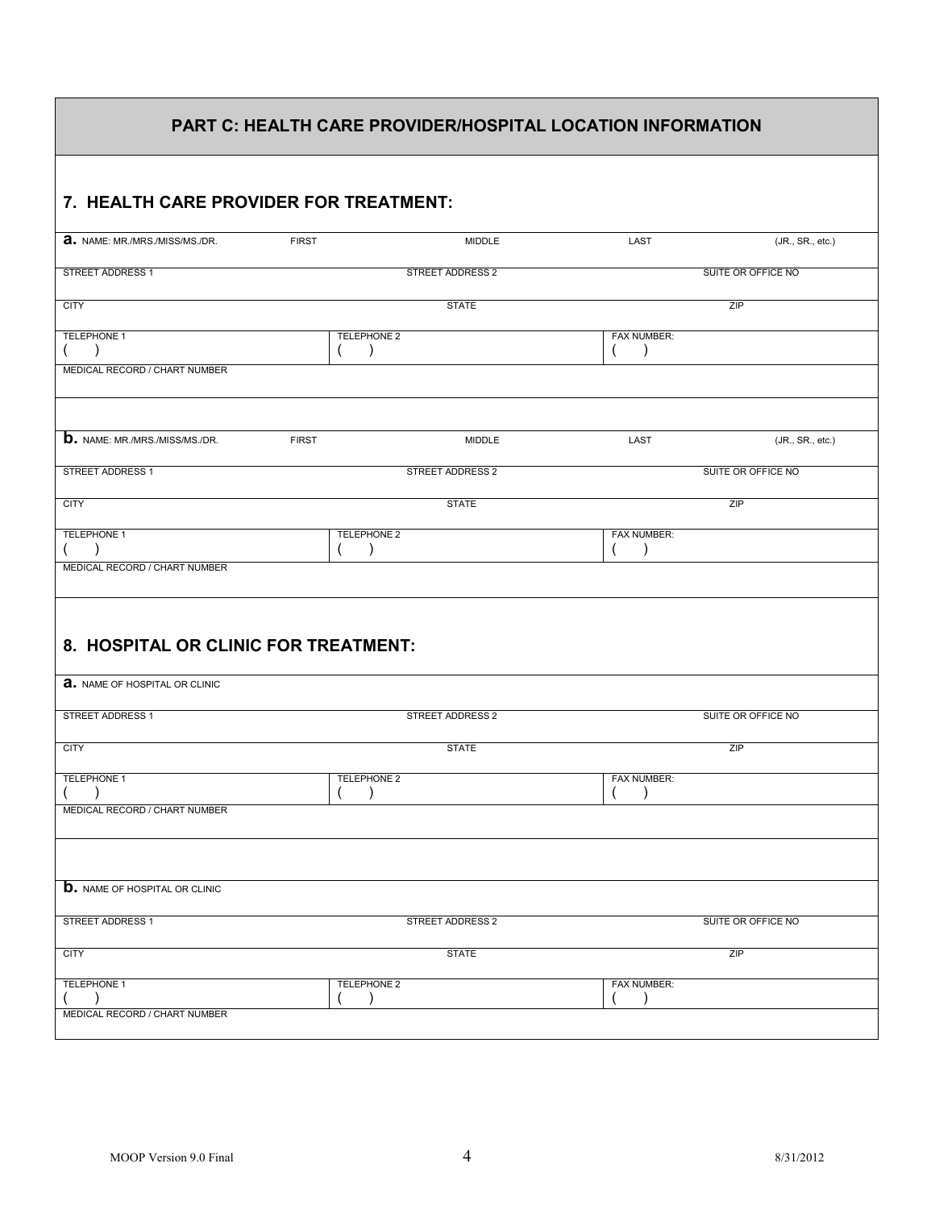## PART C: HEALTH CARE PROVIDER/HOSPITAL LOCATION INFORMATION

### 7. HEALTH CARE PROVIDER FOR TREATMENT:

**a.** NAME: MR./MRS./MISS/MS./DR. FIRST MIDDLE LAST (JR., SR., etc.)

| | | |
|---|---|---|
| STREET ADDRESS 1 | STREET ADDRESS 2 | SUITE OR OFFICE NO |
| CITY | STATE | ZIP |
| TELEPHONE 1<br>( ) | TELEPHONE 2<br>( ) | FAX NUMBER:<br>( ) |
| MEDICAL RECORD / CHART NUMBER | | |

**b.** NAME: MR./MRS./MISS/MS./DR. FIRST MIDDLE LAST (JR., SR., etc.)

| | | |
|---|---|---|
| STREET ADDRESS 1 | STREET ADDRESS 2 | SUITE OR OFFICE NO |
| CITY | STATE | ZIP |
| TELEPHONE 1<br>( ) | TELEPHONE 2<br>( ) | FAX NUMBER:<br>( ) |
| MEDICAL RECORD / CHART NUMBER | | |

### 8. HOSPITAL OR CLINIC FOR TREATMENT:

**a.** NAME OF HOSPITAL OR CLINIC

| | | |
|---|---|---|
| STREET ADDRESS 1 | STREET ADDRESS 2 | SUITE OR OFFICE NO |
| CITY | STATE | ZIP |
| TELEPHONE 1<br>( ) | TELEPHONE 2<br>( ) | FAX NUMBER:<br>( ) |
| MEDICAL RECORD / CHART NUMBER | | |

**b.** NAME OF HOSPITAL OR CLINIC

| | | |
|---|---|---|
| STREET ADDRESS 1 | STREET ADDRESS 2 | SUITE OR OFFICE NO |
| CITY | STATE | ZIP |
| TELEPHONE 1<br>( ) | TELEPHONE 2<br>( ) | FAX NUMBER:<br>( ) |
| MEDICAL RECORD / CHART NUMBER | | |

MOOP Version 9.0 Final 8/31/2012